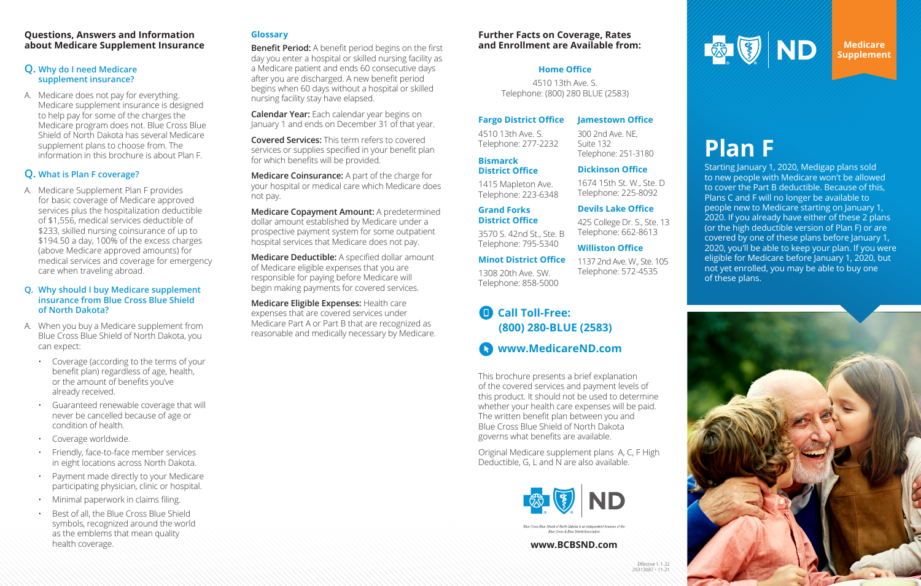## Questions, Answers and Information about Medicare Supplement Insurance

### Q. Why do I need Medicare supplement insurance?

A. Medicare does not pay for everything. Medicare supplement insurance is designed to help pay for some of the charges the Medicare program does not. Blue Cross Blue Shield of North Dakota has several Medicare supplement plans to choose from. The information in this brochure is about Plan F.

### Q. What is Plan F coverage?

A. Medicare Supplement Plan F provides for basic coverage of Medicare approved services plus the hospitalization deductible of $1,556, medical services deductible of $233, skilled nursing coinsurance of up to $194.50 a day, 100% of the excess charges (above Medicare approved amounts) for medical services and coverage for emergency care when traveling abroad.

### Q. Why should I buy Medicare supplement insurance from Blue Cross Blue Shield of North Dakota?

A. When you buy a Medicare supplement from Blue Cross Blue Shield of North Dakota, you can expect:

- Coverage (according to the terms of your benefit plan) regardless of age, health, or the amount of benefits you've already received.
- Guaranteed renewable coverage that will never be cancelled because of age or condition of health.
- Coverage worldwide.
- Friendly, face-to-face member services in eight locations across North Dakota.
- Payment made directly to your Medicare participating physician, clinic or hospital.
- Minimal paperwork in claims filing.
- Best of all, the Blue Cross Blue Shield symbols, recognized around the world as the emblems that mean quality health coverage.

## Glossary

**Benefit Period:** A benefit period begins on the first day you enter a hospital or skilled nursing facility as a Medicare patient and ends 60 consecutive days after you are discharged. A new benefit period begins when 60 days without a hospital or skilled nursing facility stay have elapsed.

**Calendar Year:** Each calendar year begins on January 1 and ends on December 31 of that year.

**Covered Services:** This term refers to covered services or supplies specified in your benefit plan for which benefits will be provided.

**Medicare Coinsurance:** A part of the charge for your hospital or medical care which Medicare does not pay.

**Medicare Copayment Amount:** A predetermined dollar amount established by Medicare under a prospective payment system for some outpatient hospital services that Medicare does not pay.

**Medicare Deductible:** A specified dollar amount of Medicare eligible expenses that you are responsible for paying before Medicare will begin making payments for covered services.

**Medicare Eligible Expenses:** Health care expenses that are covered services under Medicare Part A or Part B that are recognized as reasonable and medically necessary by Medicare.

## Further Facts on Coverage, Rates and Enrollment are Available from:

**Home Office**
4510 13th Ave. S.
Telephone: (800) 280 BLUE (2583)

**Fargo District Office**
4510 13th Ave. S.
Telephone: 277-2232

**Bismarck District Office**
1415 Mapleton Ave.
Telephone: 223-6348

**Grand Forks District Office**
3570 S. 42nd St., Ste. B
Telephone: 795-5340

**Minot District Office**
1308 20th Ave. SW.
Telephone: 858-5000

**Jamestown Office**
300 2nd Ave. NE, Suite 132
Telephone: 251-3180

**Dickinson Office**
1674 15th St. W., Ste. D
Telephone: 225-8092

**Devils Lake Office**
425 College Dr. S., Ste. 13
Telephone: 662-8613

**Williston Office**
1137 2nd Ave. W., Ste. 105
Telephone: 572-4535

**Call Toll-Free: (800) 280-BLUE (2583)**

**www.MedicareND.com**

This brochure presents a brief explanation of the covered services and payment levels of this product. It should not be used to determine whether your health care expenses will be paid. The written benefit plan between you and Blue Cross Blue Shield of North Dakota governs what benefits are available.

Original Medicare supplement plans A, C, F High Deductible, G, L and N are also available.

ND

*Blue Cross Blue Shield of North Dakota is an independent licensee of the Blue Cross & Blue Shield Association*

**www.BCBSND.com**

Effective 1-1-22
29313087 • 11-21

ND

**Medicare Supplement**

# Plan F

Starting January 1, 2020, Medigap plans sold to new people with Medicare won't be allowed to cover the Part B deductible. Because of this, Plans C and F will no longer be available to people new to Medicare starting on January 1, 2020. If you already have either of these 2 plans (or the high deductible version of Plan F) or are covered by one of these plans before January 1, 2020, you'll be able to keep your plan. If you were eligible for Medicare before January 1, 2020, but not yet enrolled, you may be able to buy one of these plans.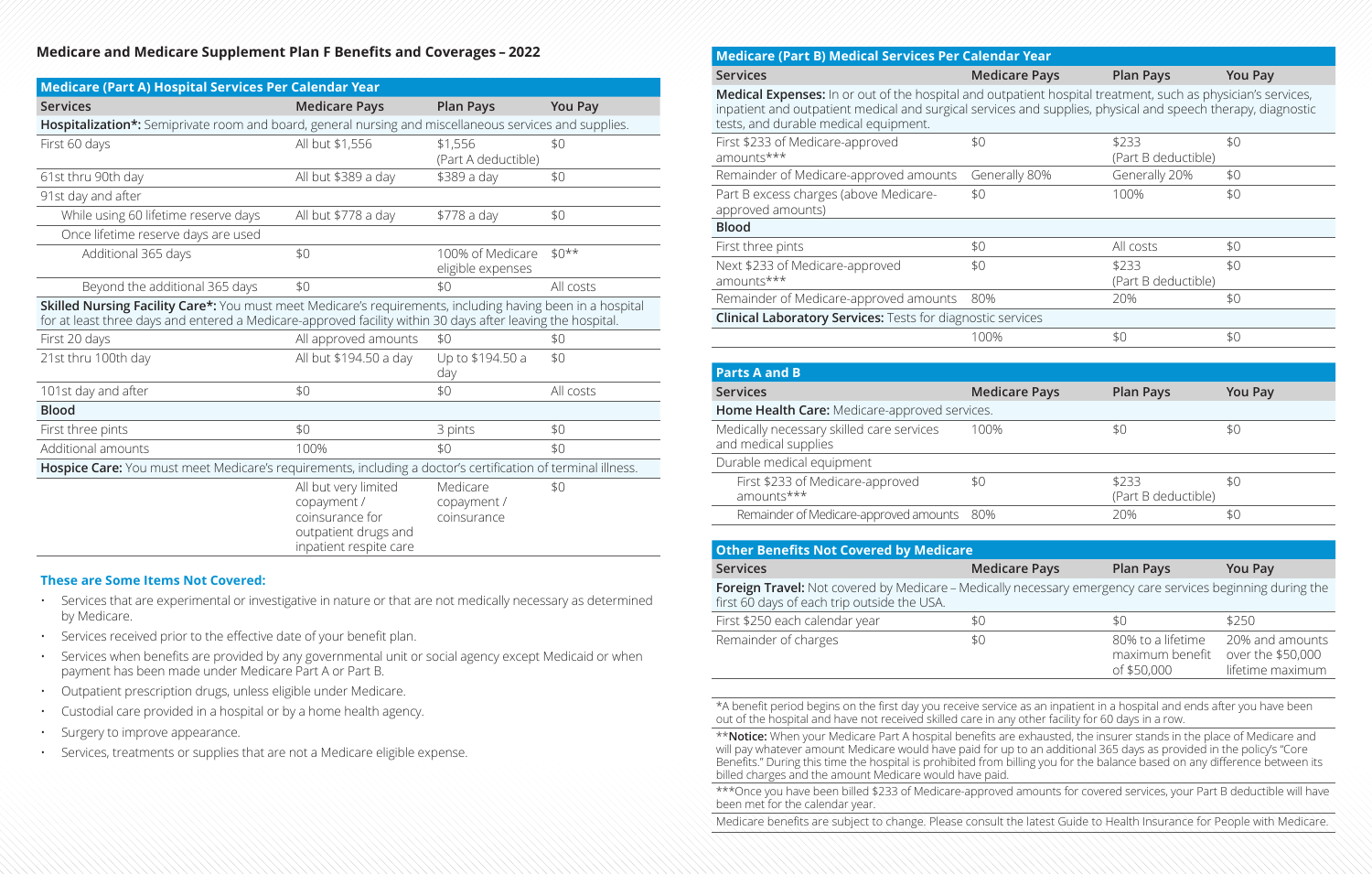## Medicare and Medicare Supplement Plan F Benefits and Coverages – 2022

| Medicare (Part A) Hospital Services Per Calendar Year | | | |
|---|---|---|---|
| **Services** | **Medicare Pays** | **Plan Pays** | **You Pay** |
| **Hospitalization*:** Semiprivate room and board, general nursing and miscellaneous services and supplies. | | | |
| First 60 days | All but $1,556 | $1,556 (Part A deductible) | $0 |
| 61st thru 90th day | All but $389 a day | $389 a day | $0 |
| 91st day and after | | | |
| While using 60 lifetime reserve days | All but $778 a day | $778 a day | $0 |
| Once lifetime reserve days are used | | | |
| Additional 365 days | $0 | 100% of Medicare eligible expenses | $0** |
| Beyond the additional 365 days | $0 | $0 | All costs |
| **Skilled Nursing Facility Care*:** You must meet Medicare's requirements, including having been in a hospital for at least three days and entered a Medicare-approved facility within 30 days after leaving the hospital. | | | |
| First 20 days | All approved amounts | $0 | $0 |
| 21st thru 100th day | All but $194.50 a day | Up to $194.50 a day | $0 |
| 101st day and after | $0 | $0 | All costs |
| **Blood** | | | |
| First three pints | $0 | 3 pints | $0 |
| Additional amounts | 100% | $0 | $0 |
| **Hospice Care:** You must meet Medicare's requirements, including a doctor's certification of terminal illness. | | | |
| | All but very limited copayment / coinsurance for outpatient drugs and inpatient respite care | Medicare copayment / coinsurance | $0 |

### These are Some Items Not Covered:

- Services that are experimental or investigative in nature or that are not medically necessary as determined by Medicare.
- Services received prior to the effective date of your benefit plan.
- Services when benefits are provided by any governmental unit or social agency except Medicaid or when payment has been made under Medicare Part A or Part B.
- Outpatient prescription drugs, unless eligible under Medicare.
- Custodial care provided in a hospital or by a home health agency.
- Surgery to improve appearance.
- Services, treatments or supplies that are not a Medicare eligible expense.

| Medicare (Part B) Medical Services Per Calendar Year | | | |
|---|---|---|---|
| **Services** | **Medicare Pays** | **Plan Pays** | **You Pay** |
| **Medical Expenses:** In or out of the hospital and outpatient hospital treatment, such as physician's services, inpatient and outpatient medical and surgical services and supplies, physical and speech therapy, diagnostic tests, and durable medical equipment. | | | |
| First $233 of Medicare-approved amounts*** | $0 | $233 (Part B deductible) | $0 |
| Remainder of Medicare-approved amounts | Generally 80% | Generally 20% | $0 |
| Part B excess charges (above Medicare-approved amounts) | $0 | 100% | $0 |
| **Blood** | | | |
| First three pints | $0 | All costs | $0 |
| Next $233 of Medicare-approved amounts*** | $0 | $233 (Part B deductible) | $0 |
| Remainder of Medicare-approved amounts | 80% | 20% | $0 |
| **Clinical Laboratory Services:** Tests for diagnostic services | | | |
| | 100% | $0 | $0 |

| Parts A and B | | | |
|---|---|---|---|
| **Services** | **Medicare Pays** | **Plan Pays** | **You Pay** |
| **Home Health Care:** Medicare-approved services. | | | |
| Medically necessary skilled care services and medical supplies | 100% | $0 | $0 |
| Durable medical equipment | | | |
| First $233 of Medicare-approved amounts*** | $0 | $233 (Part B deductible) | $0 |
| Remainder of Medicare-approved amounts | 80% | 20% | $0 |

| Other Benefits Not Covered by Medicare | | | |
|---|---|---|---|
| **Services** | **Medicare Pays** | **Plan Pays** | **You Pay** |
| **Foreign Travel:** Not covered by Medicare – Medically necessary emergency care services beginning during the first 60 days of each trip outside the USA. | | | |
| First $250 each calendar year | $0 | $0 | $250 |
| Remainder of charges | $0 | 80% to a lifetime maximum benefit of $50,000 | 20% and amounts over the $50,000 lifetime maximum |

*A benefit period begins on the first day you receive service as an inpatient in a hospital and ends after you have been out of the hospital and have not received skilled care in any other facility for 60 days in a row.

****Notice:** When your Medicare Part A hospital benefits are exhausted, the insurer stands in the place of Medicare and will pay whatever amount Medicare would have paid for up to an additional 365 days as provided in the policy's "Core Benefits." During this time the hospital is prohibited from billing you for the balance based on any difference between its billed charges and the amount Medicare would have paid.

***Once you have been billed $233 of Medicare-approved amounts for covered services, your Part B deductible will have been met for the calendar year.

Medicare benefits are subject to change. Please consult the latest Guide to Health Insurance for People with Medicare.